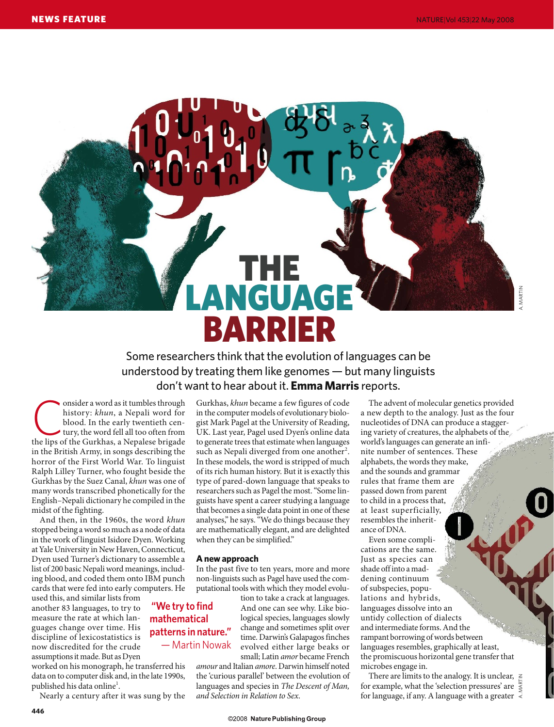# THE LANGUAGE BARRIER

Some researchers think that the evolution of languages can be understood by treating them like genomes — but many linguists don't want to hear about it. **Emma Marris** reports.

Consider a word as it tumbles through history: *khun*, a Nepali word for blood. In the early twentieth century, the word fell all too often from the lips of the Gurkhas, a Nepalese brigade in the British Army, in songs describing the horror of the First World War. To linguist Ralph Lilley Turner, who fought beside the Gurkhas by the Suez Canal, *khun* was one of many words transcribed phonetically for the English–Nepali dictionary he compiled in the midst of the fighting.

And then, in the 1960s, the word *khun* stopped being a word so much as a node of data in the work of linguist Isidore Dyen. Working at Yale University in New Haven, Connecticut, Dyen used Turner's dictionary to assemble a list of 200 basic Nepali word meanings, including blood, and coded them onto IBM punch cards that were fed into early computers. He used this, and similar lists from another 83 languages, to try to measure the rate at which languages change over time. His discipline of lexicostatistics is now discredited for the crude assumptions it made. But as Dyen worked on his monograph, he transferred his data on to computer disk and, in the late 1990s, published his data online[1].

Nearly a century after it was sung by the Gurkhas, *khun* became a few figures of code in the computer models of evolutionary biologist Mark Pagel at the University of Reading, UK. Last year, Pagel used Dyen's online data to generate trees that estimate when languages such as Nepali diverged from one another[2]. In these models, the word is stripped of much of its rich human history. But it is exactly this type of pared-down language that speaks to researchers such as Pagel the most. "Some linguists have spent a career studying a language that becomes a single data point in one of these analyses," he says. "We do things because they are mathematically elegant, and are delighted when they can be simplified."

## A new approach

In the past five to ten years, more and more non-linguists such as Pagel have used the computational tools with which they model evolution to take a crack at languages. And one can see why. Like biological species, languages slowly change and sometimes split over time. Darwin's Galapagos finches evolved either large beaks or small; Latin *amor* became French *amour* and Italian *amore*. Darwin himself noted the 'curious parallel' between the evolution of languages and species in *The Descent of Man, and Selection in Relation to Sex*.

> "We try to find mathematical patterns in nature."
> — Martin Nowak

The advent of molecular genetics provided a new depth to the analogy. Just as the four nucleotides of DNA can produce a staggering variety of creatures, the alphabets of the world's languages can generate an infinite number of sentences. These alphabets, the words they make, and the sounds and grammar rules that frame them are passed down from parent to child in a process that, at least superficially, resembles the inheritance of DNA.

Even some complications are the same. Just as species can shade off into a maddening continuum of subspecies, populations and hybrids, languages dissolve into an untidy collection of dialects and intermediate forms. And the rampant borrowing of words between languages resembles, graphically at least, the promiscuous horizontal gene transfer that microbes engage in.

There are limits to the analogy. It is unclear, for example, what the 'selection pressures' are for language, if any. A language with a greater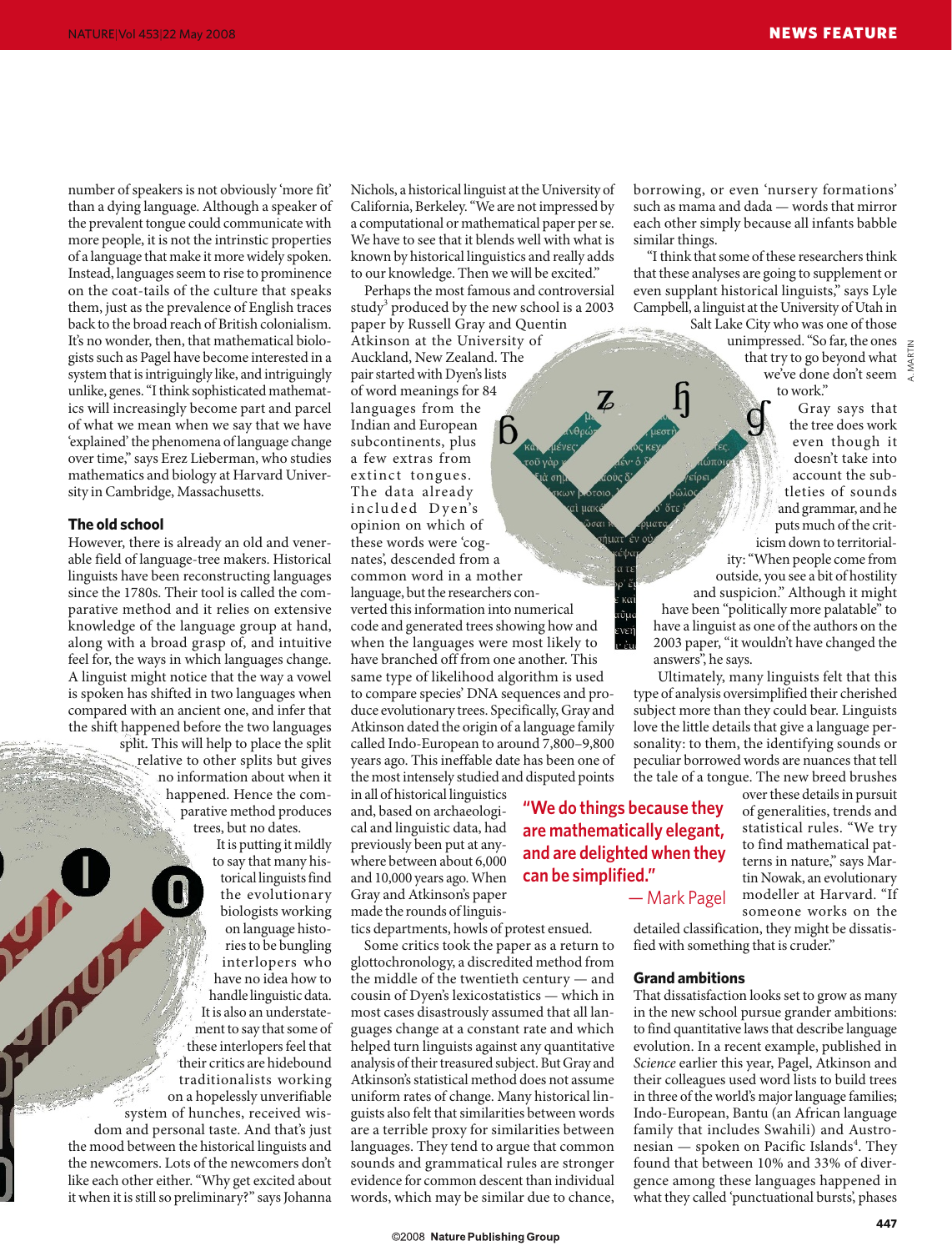number of speakers is not obviously 'more fit' than a dying language. Although a speaker of the prevalent tongue could communicate with more people, it is not the intrinsic properties of a language that make it more widely spoken. Instead, languages seem to rise to prominence on the coat-tails of the culture that speaks them, just as the prevalence of English traces back to the broad reach of British colonialism. It's no wonder, then, that mathematical biologists such as Pagel have become interested in a system that is intriguingly like, and intriguingly unlike, genes. "I think sophisticated mathematics will increasingly become part and parcel of what we mean when we say that we have 'explained' the phenomena of language change over time," says Erez Lieberman, who studies mathematics and biology at Harvard University in Cambridge, Massachusetts.

## The old school

However, there is already an old and venerable field of language-tree makers. Historical linguists have been reconstructing languages since the 1780s. Their tool is called the comparative method and it relies on extensive knowledge of the language group at hand, along with a broad grasp of, and intuitive feel for, the ways in which languages change. A linguist might notice that the way a vowel is spoken has shifted in two languages when compared with an ancient one, and infer that the shift happened before the two languages split. This will help to place the split relative to other splits but gives no information about when it happened. Hence the comparative method produces trees, but no dates.

It is putting it mildly to say that many historical linguists find the evolutionary biologists working on language histories to be bungling interlopers who have no idea how to handle linguistic data. It is also an understatement to say that some of these interlopers feel that their critics are hidebound traditionalists working on a hopelessly unverifiable system of hunches, received wisdom and personal taste. And that's just the mood between the historical linguists and the newcomers. Lots of the newcomers don't like each other either. "Why get excited about it when it is still so preliminary?" says Johanna Nichols, a historical linguist at the University of California, Berkeley. "We are not impressed by a computational or mathematical paper per se. We have to see that it blends well with what is known by historical linguistics and really adds to our knowledge. Then we will be excited."

Perhaps the most famous and controversial study[3] produced by the new school is a 2003 paper by Russell Gray and Quentin Atkinson at the University of Auckland, New Zealand. The pair started with Dyen's lists of word meanings for 84 languages from the Indian and European subcontinents, plus a few extras from extinct tongues. The data already included Dyen's opinion on which of these words were 'cognates', descended from a common word in a mother language, but the researchers converted this information into numerical code and generated trees showing how and when the languages were most likely to have branched off from one another. This same type of likelihood algorithm is used to compare species' DNA sequences and produce evolutionary trees. Specifically, Gray and Atkinson dated the origin of a language family called Indo-European to around 7,800–9,800 years ago. This ineffable date has been one of the most intensely studied and disputed points in all of historical linguistics and, based on archaeological and linguistic data, had previously been put at anywhere between about 6,000 and 10,000 years ago. When Gray and Atkinson's paper made the rounds of linguistics departments, howls of protest ensued.

Some critics took the paper as a return to glottochronology, a discredited method from the middle of the twentieth century — and cousin of Dyen's lexicostatistics — which in most cases disastrously assumed that all languages change at a constant rate and which helped turn linguists against any quantitative analysis of their treasured subject. But Gray and Atkinson's statistical method does not assume uniform rates of change. Many historical linguists also felt that similarities between words are a terrible proxy for similarities between languages. They tend to argue that common sounds and grammatical rules are stronger evidence for common descent than individual words, which may be similar due to chance, borrowing, or even 'nursery formations' such as mama and dada — words that mirror each other simply because all infants babble similar things.

"I think that some of these researchers think that these analyses are going to supplement or even supplant historical linguists," says Lyle Campbell, a linguist at the University of Utah in Salt Lake City who was one of those unimpressed. "So far, the ones that try to go beyond what we've done don't seem to work."

Gray says that the tree does work even though it doesn't take into account the subtleties of sounds and grammar, and he puts much of the criticism down to territoriality: "When people come from outside, you see a bit of hostility and suspicion." Although it might have been "politically more palatable" to have a linguist as one of the authors on the 2003 paper, "it wouldn't have changed the answers", he says.

> "We do things because they are mathematically elegant, and are delighted when they can be simplified."
> — Mark Pagel

Ultimately, many linguists felt that this type of analysis oversimplified their cherished subject more than they could bear. Linguists love the little details that give a language personality: to them, the identifying sounds or peculiar borrowed words are nuances that tell the tale of a tongue. The new breed brushes over these details in pursuit of generalities, trends and statistical rules. "We try to find mathematical patterns in nature," says Martin Nowak, an evolutionary modeller at Harvard. "If someone works on the detailed classification, they might be dissatisfied with something that is cruder."

## Grand ambitions

That dissatisfaction looks set to grow as many in the new school pursue grander ambitions: to find quantitative laws that describe language evolution. In a recent example, published in *Science* earlier this year, Pagel, Atkinson and their colleagues used word lists to build trees in three of the world's major language families; Indo-European, Bantu (an African language family that includes Swahili) and Austronesian — spoken on Pacific Islands[4]. They found that between 10% and 33% of divergence among these languages happened in what they called 'punctuational bursts', phases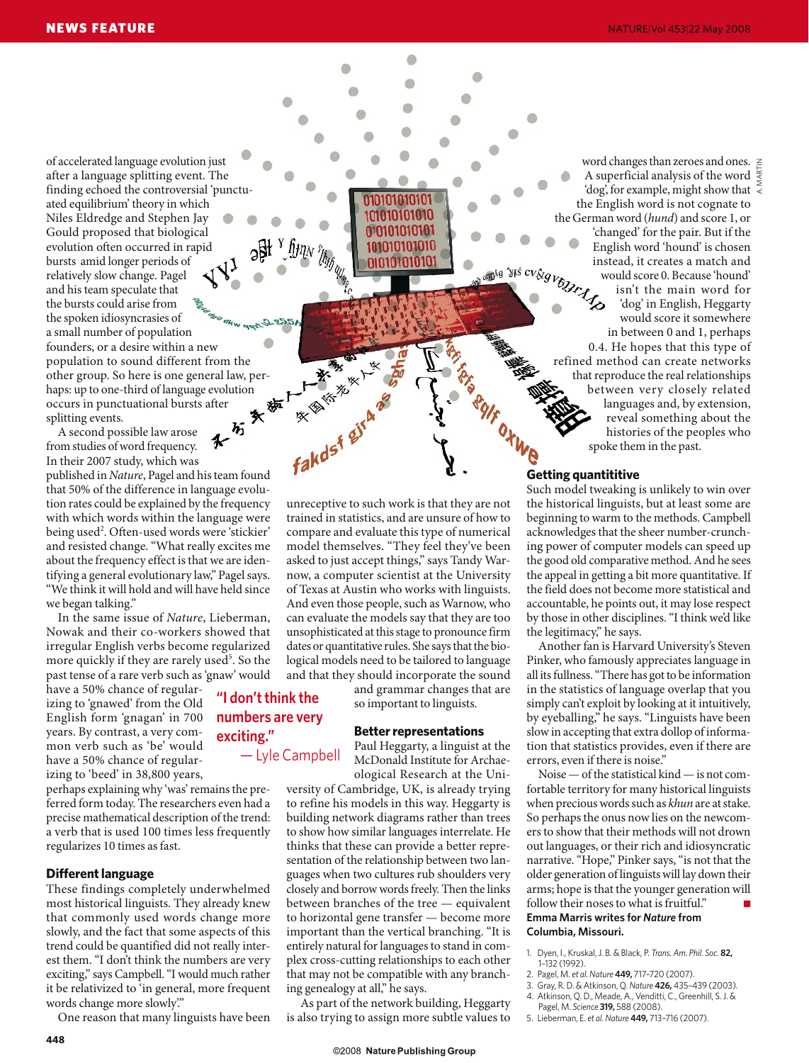of accelerated language evolution just after a language splitting event. The finding echoed the controversial 'punctuated equilibrium' theory in which Niles Eldredge and Stephen Jay Gould proposed that biological evolution often occurred in rapid bursts amid longer periods of relatively slow change. Pagel and his team speculate that the bursts could arise from the spoken idiosyncrasies of a small number of population founders, or a desire within a new population to sound different from the other group. So here is one general law, perhaps: up to one-third of language evolution occurs in punctuational bursts after splitting events.

A second possible law arose from studies of word frequency. In their 2007 study, which was published in *Nature*, Pagel and his team found that 50% of the difference in language evolution rates could be explained by the frequency with which words within the language were being used[2]. Often-used words were 'stickier' and resisted change. "What really excites me about the frequency effect is that we are identifying a general evolutionary law," Pagel says. "We think it will hold and will have held since we began talking."

In the same issue of *Nature*, Lieberman, Nowak and their co-workers showed that irregular English verbs become regularized more quickly if they are rarely used[5]. So the past tense of a rare verb such as 'gnaw' would have a 50% chance of regularizing to 'gnawed' from the Old English form 'gnagan' in 700 years. By contrast, a very common verb such as 'be' would have a 50% chance of regularizing to 'beed' in 38,800 years, perhaps explaining why 'was' remains the preferred form today. The researchers even had a precise mathematical description of the trend: a verb that is used 100 times less frequently regularizes 10 times as fast.

## Different language

These findings completely underwhelmed most historical linguists. They already knew that commonly used words change more slowly, and the fact that some aspects of this trend could be quantified did not really interest them. "I don't think the numbers are very exciting," says Campbell. "I would much rather it be relativized to 'in general, more frequent words change more slowly'."

One reason that many linguists have been unreceptive to such work is that they are not trained in statistics, and are unsure of how to compare and evaluate this type of numerical model themselves. "They feel they've been asked to just accept things," says Tandy Warnow, a computer scientist at the University of Texas at Austin who works with linguists. And even those people, such as Warnow, who can evaluate the models say that they are too unsophisticated at this stage to pronounce firm dates or quantitative rules. She says that the biological models need to be tailored to language and that they should incorporate the sound and grammar changes that are so important to linguists.

**"I don't think the numbers are very exciting."**
— Lyle Campbell

## Better representations

Paul Heggarty, a linguist at the McDonald Institute for Archaeological Research at the University of Cambridge, UK, is already trying to refine his models in this way. Heggarty is building network diagrams rather than trees to show how similar languages interrelate. He thinks that these can provide a better representation of the relationship between two languages when two cultures rub shoulders very closely and borrow words freely. Then the links between branches of the tree — equivalent to horizontal gene transfer — become more important than the vertical branching. "It is entirely natural for languages to stand in complex cross-cutting relationships to each other that may not be compatible with any branching genealogy at all," he says.

As part of the network building, Heggarty is also trying to assign more subtle values to word changes than zeroes and ones. A superficial analysis of the word 'dog', for example, might show that the English word is not cognate to the German word (*hund*) and score 1, or 'changed' for the pair. But if the English word 'hound' is chosen instead, it creates a match and would score 0. Because 'hound' isn't the main word for 'dog' in English, Heggarty would score it somewhere in between 0 and 1, perhaps 0.4. He hopes that this type of refined method can create networks that reproduce the real relationships between very closely related languages and, by extension, reveal something about the histories of the peoples who spoke them in the past.

## Getting quantititive

Such model tweaking is unlikely to win over the historical linguists, but at least some are beginning to warm to the methods. Campbell acknowledges that the sheer number-crunching power of computer models can speed up the good old comparative method. And he sees the appeal in getting a bit more quantitative. If the field does not become more statistical and accountable, he points out, it may lose respect by those in other disciplines. "I think we'd like the legitimacy," he says.

Another fan is Harvard University's Steven Pinker, who famously appreciates language in all its fullness. "There has got to be information in the statistics of language overlap that you simply can't exploit by looking at it intuitively, by eyeballing," he says. "Linguists have been slow in accepting that extra dollop of information that statistics provides, even if there are errors, even if there is noise."

Noise — of the statistical kind — is not comfortable territory for many historical linguists when precious words such as *khun* are at stake. So perhaps the onus now lies on the newcomers to show that their methods will not drown out languages, or their rich and idiosyncratic narrative. "Hope," Pinker says, "is not that the older generation of linguists will lay down their arms; hope is that the younger generation will follow their noses to what is fruitful." ■

**Emma Marris writes for *Nature* from Columbia, Missouri.**

1. Dyen, I., Kruskal, J. B. & Black, P. *Trans. Am. Phil. Soc.* **82,** 1–132 (1992).
2. Pagel, M. *et al. Nature* **449,** 717–720 (2007).
3. Gray, R. D. & Atkinson, Q. *Nature* **426,** 435–439 (2003).
4. Atkinson, Q. D., Meade, A., Venditti, C., Greenhill, S. J. & Pagel, M. *Science* **319,** 588 (2008).
5. Lieberman, E. *et al. Nature* **449,** 713–716 (2007).